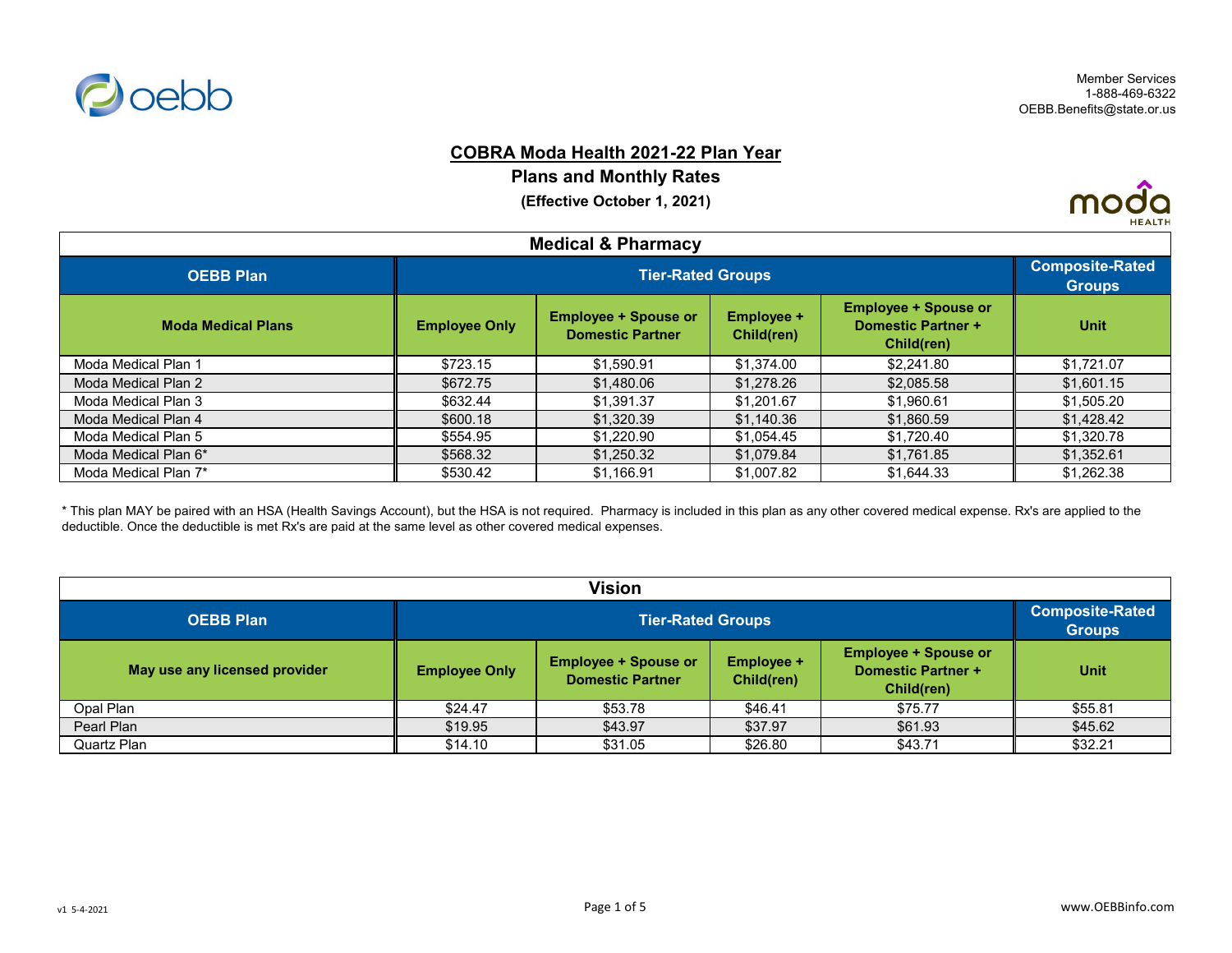Member Services
1-888-469-6322
OEBB.Benefits@state.or.us

# COBRA Moda Health 2021-22 Plan Year

## Plans and Monthly Rates

**(Effective October 1, 2021)**

| Medical & Pharmacy | | | | | |
|---|---|---|---|---|---|
| **OEBB Plan** | **Tier-Rated Groups** | | | | **Composite-Rated Groups** |
| **Moda Medical Plans** | **Employee Only** | **Employee + Spouse or Domestic Partner** | **Employee + Child(ren)** | **Employee + Spouse or Domestic Partner + Child(ren)** | **Unit** |
| Moda Medical Plan 1 | $723.15 | $1,590.91 | $1,374.00 | $2,241.80 | $1,721.07 |
| Moda Medical Plan 2 | $672.75 | $1,480.06 | $1,278.26 | $2,085.58 | $1,601.15 |
| Moda Medical Plan 3 | $632.44 | $1,391.37 | $1,201.67 | $1,960.61 | $1,505.20 |
| Moda Medical Plan 4 | $600.18 | $1,320.39 | $1,140.36 | $1,860.59 | $1,428.42 |
| Moda Medical Plan 5 | $554.95 | $1,220.90 | $1,054.45 | $1,720.40 | $1,320.78 |
| Moda Medical Plan 6* | $568.32 | $1,250.32 | $1,079.84 | $1,761.85 | $1,352.61 |
| Moda Medical Plan 7* | $530.42 | $1,166.91 | $1,007.82 | $1,644.33 | $1,262.38 |

* This plan MAY be paired with an HSA (Health Savings Account), but the HSA is not required. Pharmacy is included in this plan as any other covered medical expense. Rx's are applied to the deductible. Once the deductible is met Rx's are paid at the same level as other covered medical expenses.

| Vision | | | | | |
|---|---|---|---|---|---|
| **OEBB Plan** | **Tier-Rated Groups** | | | | **Composite-Rated Groups** |
| **May use any licensed provider** | **Employee Only** | **Employee + Spouse or Domestic Partner** | **Employee + Child(ren)** | **Employee + Spouse or Domestic Partner + Child(ren)** | **Unit** |
| Opal Plan | $24.47 | $53.78 | $46.41 | $75.77 | $55.81 |
| Pearl Plan | $19.95 | $43.97 | $37.97 | $61.93 | $45.62 |
| Quartz Plan | $14.10 | $31.05 | $26.80 | $43.71 | $32.21 |

v1 5-4-2021

www.OEBBinfo.com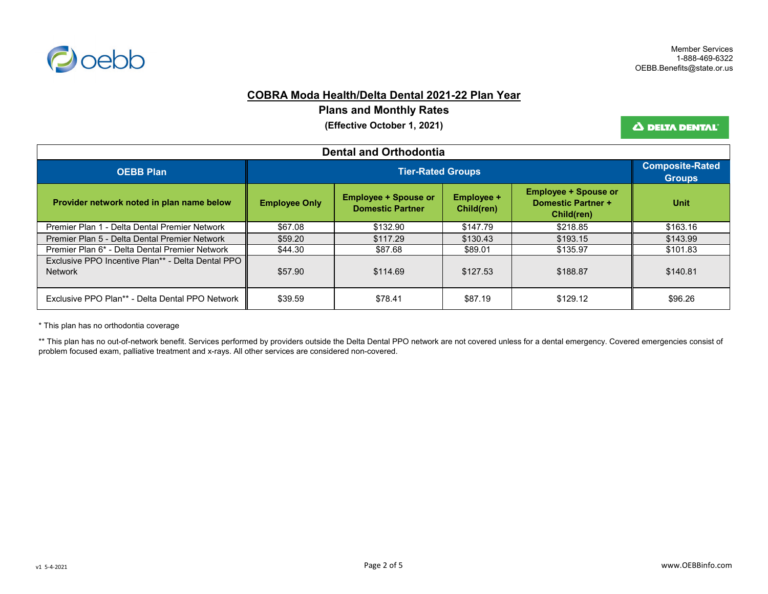Member Services
1-888-469-6322
OEBB.Benefits@state.or.us

# COBRA Moda Health/Delta Dental 2021-22 Plan Year

## Plans and Monthly Rates

**(Effective October 1, 2021)**

| Dental and Orthodontia | | | | | |
|---|---|---|---|---|---|
| **OEBB Plan** | **Tier-Rated Groups** | | | | **Composite-Rated Groups** |
| **Provider network noted in plan name below** | **Employee Only** | **Employee + Spouse or Domestic Partner** | **Employee + Child(ren)** | **Employee + Spouse or Domestic Partner + Child(ren)** | **Unit** |
| Premier Plan 1 - Delta Dental Premier Network | $67.08 | $132.90 | $147.79 | $218.85 | $163.16 |
| Premier Plan 5 - Delta Dental Premier Network | $59.20 | $117.29 | $130.43 | $193.15 | $143.99 |
| Premier Plan 6* - Delta Dental Premier Network | $44.30 | $87.68 | $89.01 | $135.97 | $101.83 |
| Exclusive PPO Incentive Plan** - Delta Dental PPO Network | $57.90 | $114.69 | $127.53 | $188.87 | $140.81 |
| Exclusive PPO Plan** - Delta Dental PPO Network | $39.59 | $78.41 | $87.19 | $129.12 | $96.26 |

* This plan has no orthodontia coverage

** This plan has no out-of-network benefit. Services performed by providers outside the Delta Dental PPO network are not covered unless for a dental emergency. Covered emergencies consist of problem focused exam, palliative treatment and x-rays. All other services are considered non-covered.

v1 5-4-2021

www.OEBBinfo.com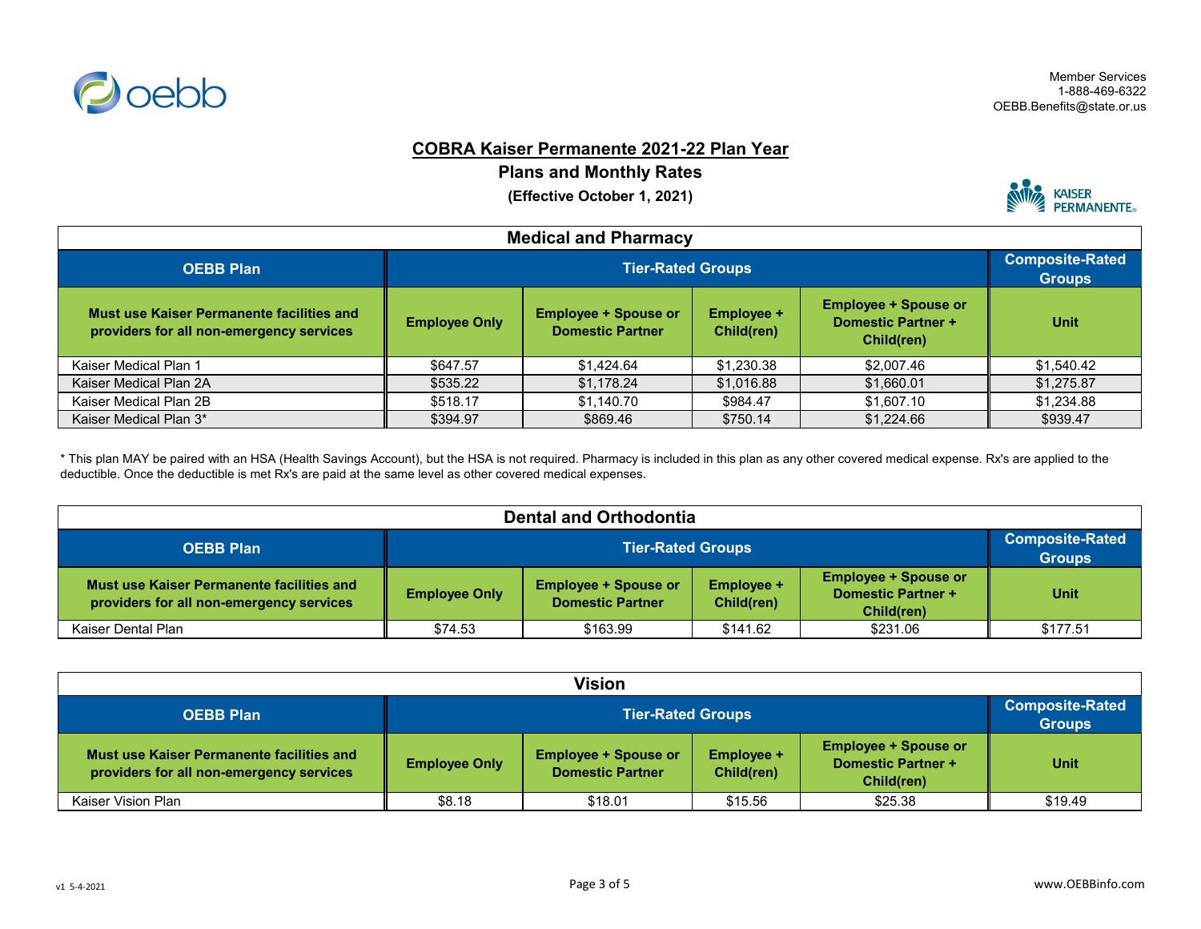Member Services
1-888-469-6322
OEBB.Benefits@state.or.us

# COBRA Kaiser Permanente 2021-22 Plan Year

## Plans and Monthly Rates

**(Effective October 1, 2021)**

### Medical and Pharmacy

| OEBB Plan | Tier-Rated Groups | | | | Composite-Rated Groups |
|---|---|---|---|---|---|
| **Must use Kaiser Permanente facilities and providers for all non-emergency services** | **Employee Only** | **Employee + Spouse or Domestic Partner** | **Employee + Child(ren)** | **Employee + Spouse or Domestic Partner + Child(ren)** | **Unit** |
| Kaiser Medical Plan 1 | $647.57 | $1,424.64 | $1,230.38 | $2,007.46 | $1,540.42 |
| Kaiser Medical Plan 2A | $535.22 | $1,178.24 | $1,016.88 | $1,660.01 | $1,275.87 |
| Kaiser Medical Plan 2B | $518.17 | $1,140.70 | $984.47 | $1,607.10 | $1,234.88 |
| Kaiser Medical Plan 3* | $394.97 | $869.46 | $750.14 | $1,224.66 | $939.47 |

* This plan MAY be paired with an HSA (Health Savings Account), but the HSA is not required. Pharmacy is included in this plan as any other covered medical expense. Rx's are applied to the deductible. Once the deductible is met Rx's are paid at the same level as other covered medical expenses.

### Dental and Orthodontia

| OEBB Plan | Tier-Rated Groups | | | | Composite-Rated Groups |
|---|---|---|---|---|---|
| **Must use Kaiser Permanente facilities and providers for all non-emergency services** | **Employee Only** | **Employee + Spouse or Domestic Partner** | **Employee + Child(ren)** | **Employee + Spouse or Domestic Partner + Child(ren)** | **Unit** |
| Kaiser Dental Plan | $74.53 | $163.99 | $141.62 | $231.06 | $177.51 |

### Vision

| OEBB Plan | Tier-Rated Groups | | | | Composite-Rated Groups |
|---|---|---|---|---|---|
| **Must use Kaiser Permanente facilities and providers for all non-emergency services** | **Employee Only** | **Employee + Spouse or Domestic Partner** | **Employee + Child(ren)** | **Employee + Spouse or Domestic Partner + Child(ren)** | **Unit** |
| Kaiser Vision Plan | $8.18 | $18.01 | $15.56 | $25.38 | $19.49 |

v1 5-4-2021

www.OEBBinfo.com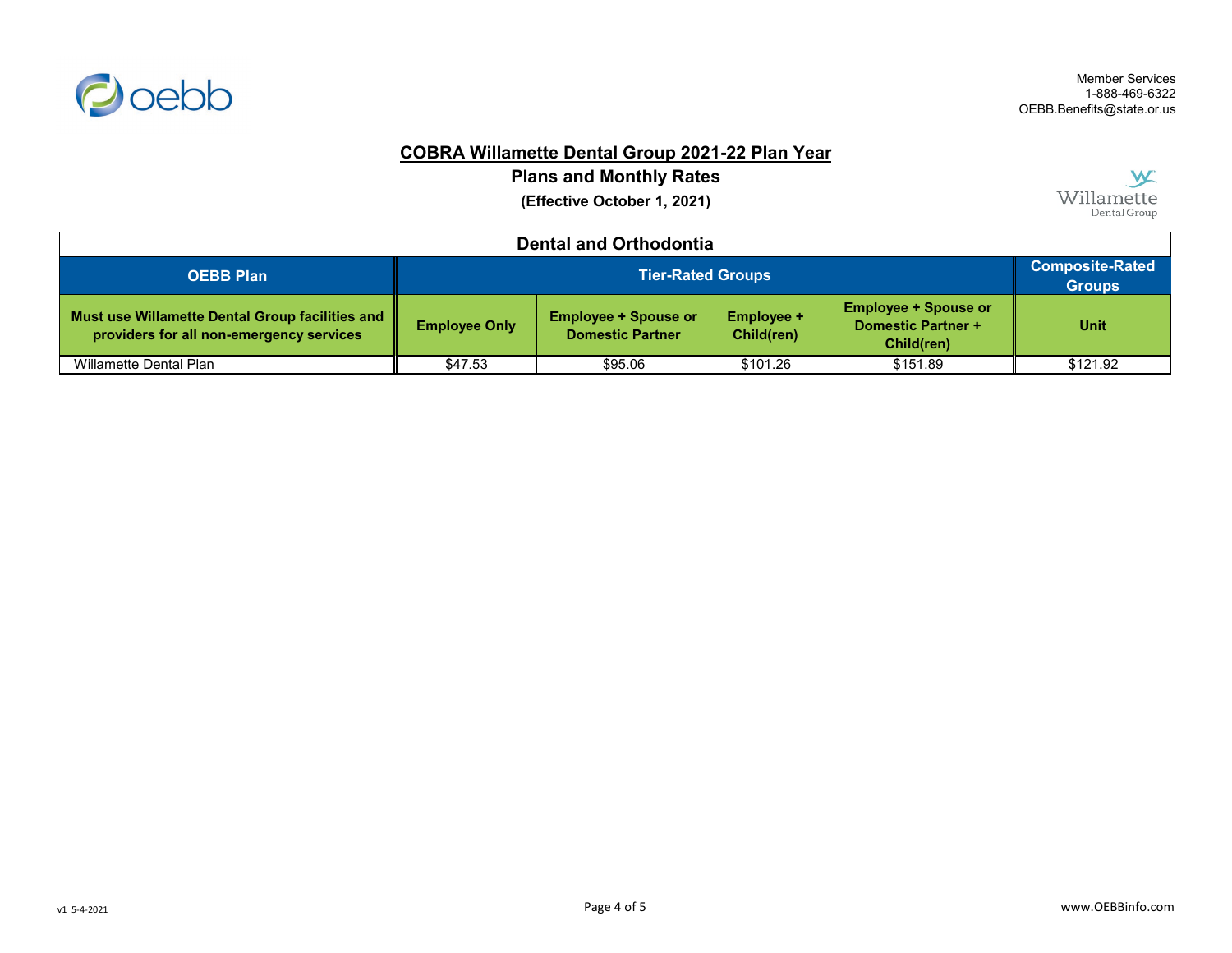Member Services
1-888-469-6322
OEBB.Benefits@state.or.us

# COBRA Willamette Dental Group 2021-22 Plan Year

## Plans and Monthly Rates

**(Effective October 1, 2021)**

| Dental and Orthodontia | | | | | |
|---|---|---|---|---|---|
| **OEBB Plan** | **Tier-Rated Groups** | | | | **Composite-Rated Groups** |
| **Must use Willamette Dental Group facilities and providers for all non-emergency services** | **Employee Only** | **Employee + Spouse or Domestic Partner** | **Employee + Child(ren)** | **Employee + Spouse or Domestic Partner + Child(ren)** | **Unit** |
| Willamette Dental Plan | $47.53 | $95.06 | $101.26 | $151.89 | $121.92 |

v1 5-4-2021

www.OEBBinfo.com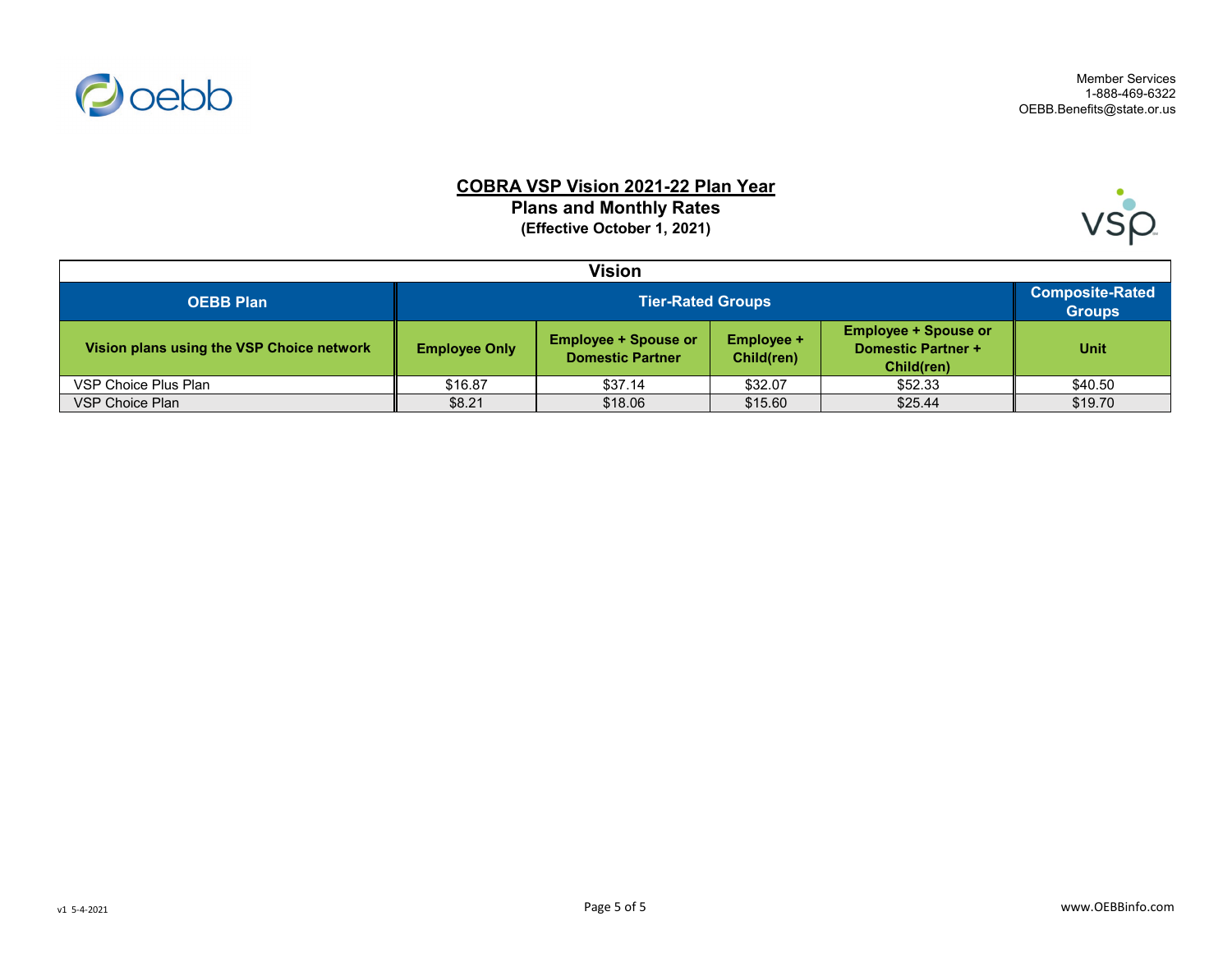Member Services
1-888-469-6322
OEBB.Benefits@state.or.us

# COBRA VSP Vision 2021-22 Plan Year

## Plans and Monthly Rates

**(Effective October 1, 2021)**

| Vision | | | | | |
|---|---|---|---|---|---|
| **OEBB Plan** | **Tier-Rated Groups** | | | | **Composite-Rated Groups** |
| **Vision plans using the VSP Choice network** | **Employee Only** | **Employee + Spouse or Domestic Partner** | **Employee + Child(ren)** | **Employee + Spouse or Domestic Partner + Child(ren)** | **Unit** |
| VSP Choice Plus Plan | $16.87 | $37.14 | $32.07 | $52.33 | $40.50 |
| VSP Choice Plan | $8.21 | $18.06 | $15.60 | $25.44 | $19.70 |

v1 5-4-2021

www.OEBBinfo.com